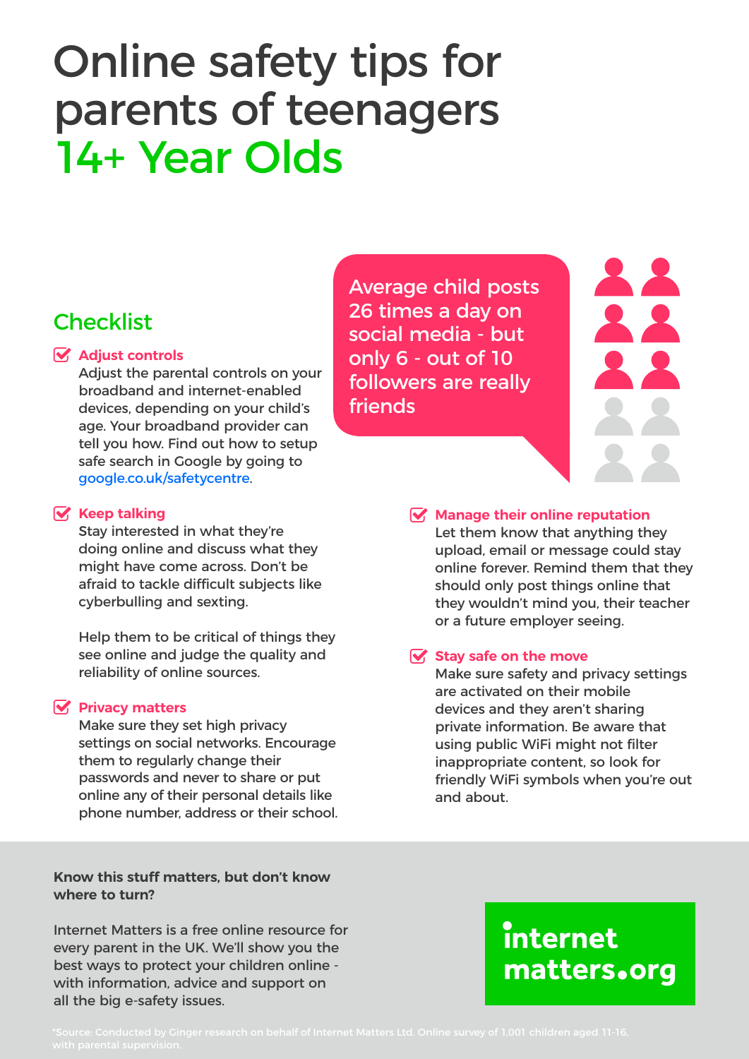# Online safety tips for parents of teenagers 14+ Year Olds

## Checklist

**Adjust controls**
Adjust the parental controls on your broadband and internet-enabled devices, depending on your child's age. Your broadband provider can tell you how. Find out how to setup safe search in Google by going to google.co.uk/safetycentre.

**Keep talking**
Stay interested in what they're doing online and discuss what they might have come across. Don't be afraid to tackle difficult subjects like cyberbulling and sexting.

Help them to be critical of things they see online and judge the quality and reliability of online sources.

**Privacy matters**
Make sure they set high privacy settings on social networks. Encourage them to regularly change their passwords and never to share or put online any of their personal details like phone number, address or their school.

Average child posts 26 times a day on social media - but only 6 - out of 10 followers are really friends

**Manage their online reputation**
Let them know that anything they upload, email or message could stay online forever. Remind them that they should only post things online that they wouldn't mind you, their teacher or a future employer seeing.

**Stay safe on the move**
Make sure safety and privacy settings are activated on their mobile devices and they aren't sharing private information. Be aware that using public WiFi might not filter inappropriate content, so look for friendly WiFi symbols when you're out and about.

**Know this stuff matters, but don't know where to turn?**

Internet Matters is a free online resource for every parent in the UK. We'll show you the best ways to protect your children online - with information, advice and support on all the big e-safety issues.

internet matters.org

*Source: Conducted by Ginger research on behalf of Internet Matters Ltd. Online survey of 1,001 children aged 11-16, with parental supervision.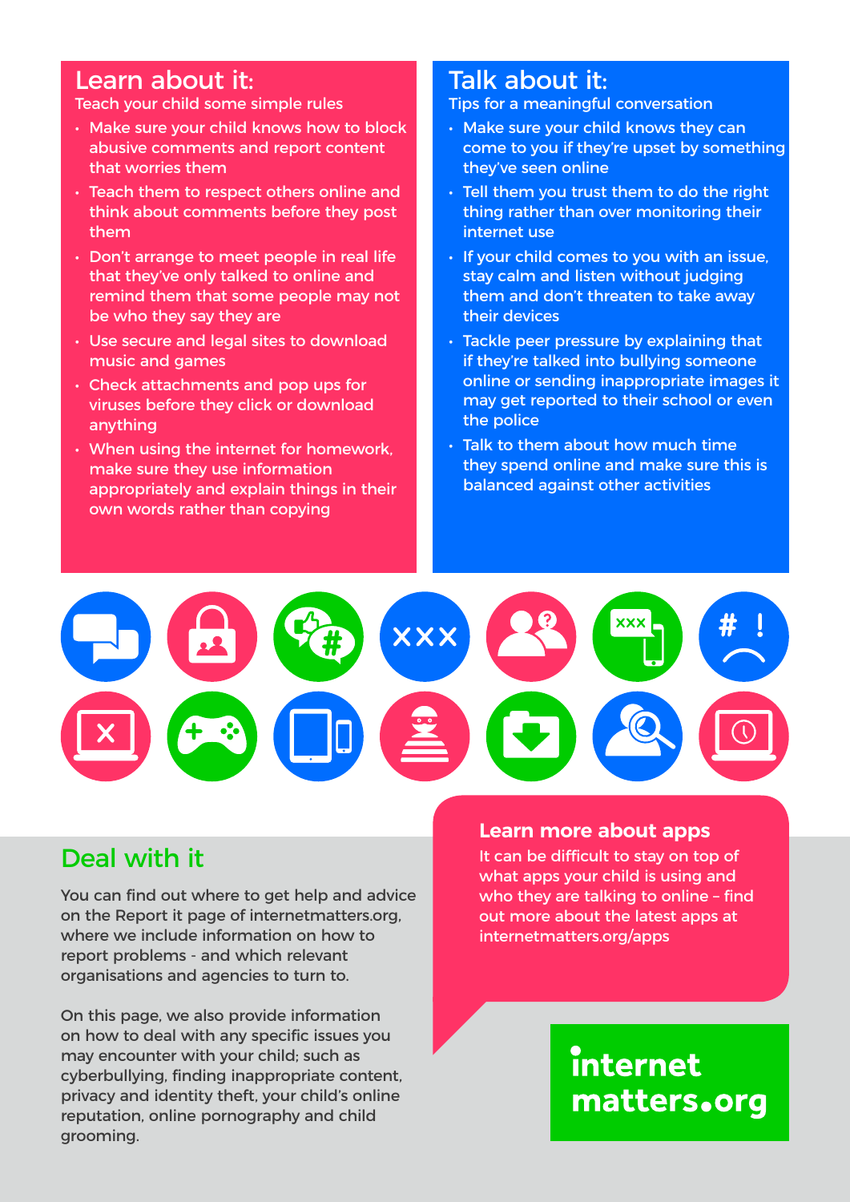## Learn about it:

Teach your child some simple rules

- Make sure your child knows how to block abusive comments and report content that worries them
- Teach them to respect others online and think about comments before they post them
- Don't arrange to meet people in real life that they've only talked to online and remind them that some people may not be who they say they are
- Use secure and legal sites to download music and games
- Check attachments and pop ups for viruses before they click or download anything
- When using the internet for homework, make sure they use information appropriately and explain things in their own words rather than copying

## Talk about it:

Tips for a meaningful conversation

- Make sure your child knows they can come to you if they're upset by something they've seen online
- Tell them you trust them to do the right thing rather than over monitoring their internet use
- If your child comes to you with an issue, stay calm and listen without judging them and don't threaten to take away their devices
- Tackle peer pressure by explaining that if they're talked into bullying someone online or sending inappropriate images it may get reported to their school or even the police
- Talk to them about how much time they spend online and make sure this is balanced against other activities

## Deal with it

You can find out where to get help and advice on the Report it page of internetmatters.org, where we include information on how to report problems - and which relevant organisations and agencies to turn to.

On this page, we also provide information on how to deal with any specific issues you may encounter with your child; such as cyberbullying, finding inappropriate content, privacy and identity theft, your child's online reputation, online pornography and child grooming.

### Learn more about apps

It can be difficult to stay on top of what apps your child is using and who they are talking to online – find out more about the latest apps at internetmatters.org/apps

internet matters.org